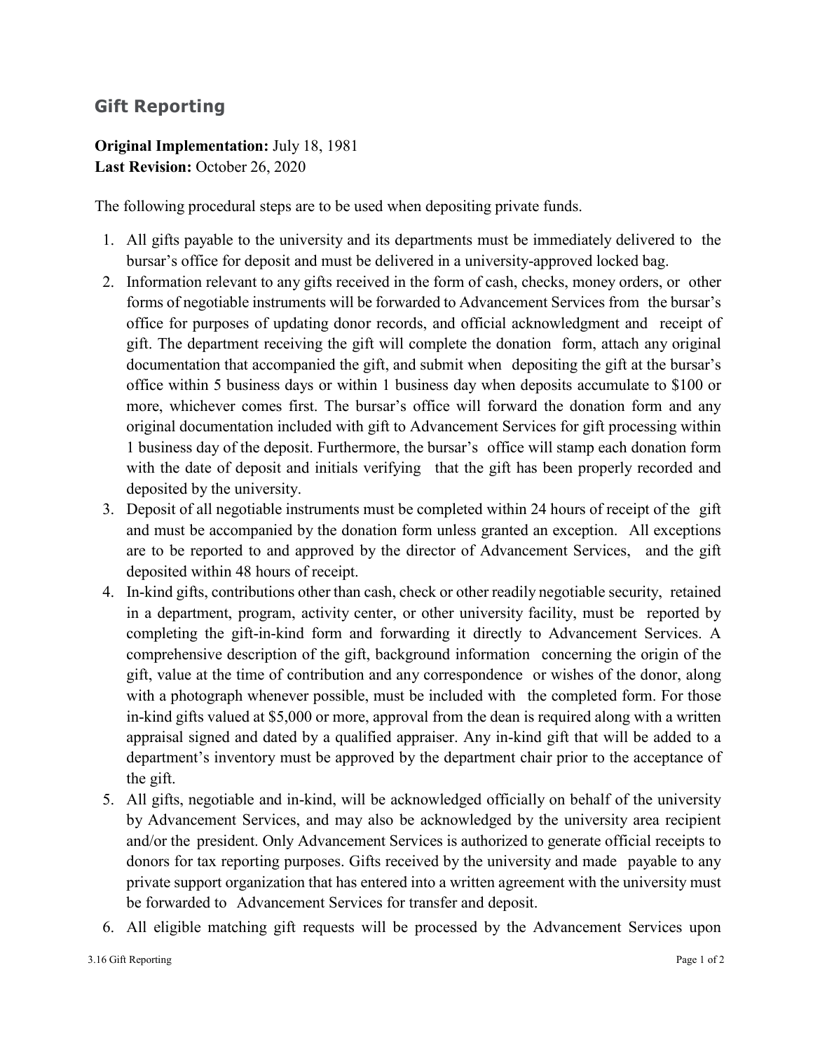## Gift Reporting

**Original Implementation:** July 18, 1981
**Last Revision:** October 26, 2020

The following procedural steps are to be used when depositing private funds.

1. All gifts payable to the university and its departments must be immediately delivered to the bursar's office for deposit and must be delivered in a university-approved locked bag.
2. Information relevant to any gifts received in the form of cash, checks, money orders, or other forms of negotiable instruments will be forwarded to Advancement Services from the bursar's office for purposes of updating donor records, and official acknowledgment and receipt of gift. The department receiving the gift will complete the donation form, attach any original documentation that accompanied the gift, and submit when depositing the gift at the bursar's office within 5 business days or within 1 business day when deposits accumulate to $100 or more, whichever comes first. The bursar's office will forward the donation form and any original documentation included with gift to Advancement Services for gift processing within 1 business day of the deposit. Furthermore, the bursar's office will stamp each donation form with the date of deposit and initials verifying that the gift has been properly recorded and deposited by the university.
3. Deposit of all negotiable instruments must be completed within 24 hours of receipt of the gift and must be accompanied by the donation form unless granted an exception. All exceptions are to be reported to and approved by the director of Advancement Services, and the gift deposited within 48 hours of receipt.
4. In-kind gifts, contributions other than cash, check or other readily negotiable security, retained in a department, program, activity center, or other university facility, must be reported by completing the gift-in-kind form and forwarding it directly to Advancement Services. A comprehensive description of the gift, background information concerning the origin of the gift, value at the time of contribution and any correspondence or wishes of the donor, along with a photograph whenever possible, must be included with the completed form. For those in-kind gifts valued at $5,000 or more, approval from the dean is required along with a written appraisal signed and dated by a qualified appraiser. Any in-kind gift that will be added to a department's inventory must be approved by the department chair prior to the acceptance of the gift.
5. All gifts, negotiable and in-kind, will be acknowledged officially on behalf of the university by Advancement Services, and may also be acknowledged by the university area recipient and/or the president. Only Advancement Services is authorized to generate official receipts to donors for tax reporting purposes. Gifts received by the university and made payable to any private support organization that has entered into a written agreement with the university must be forwarded to Advancement Services for transfer and deposit.
6. All eligible matching gift requests will be processed by the Advancement Services upon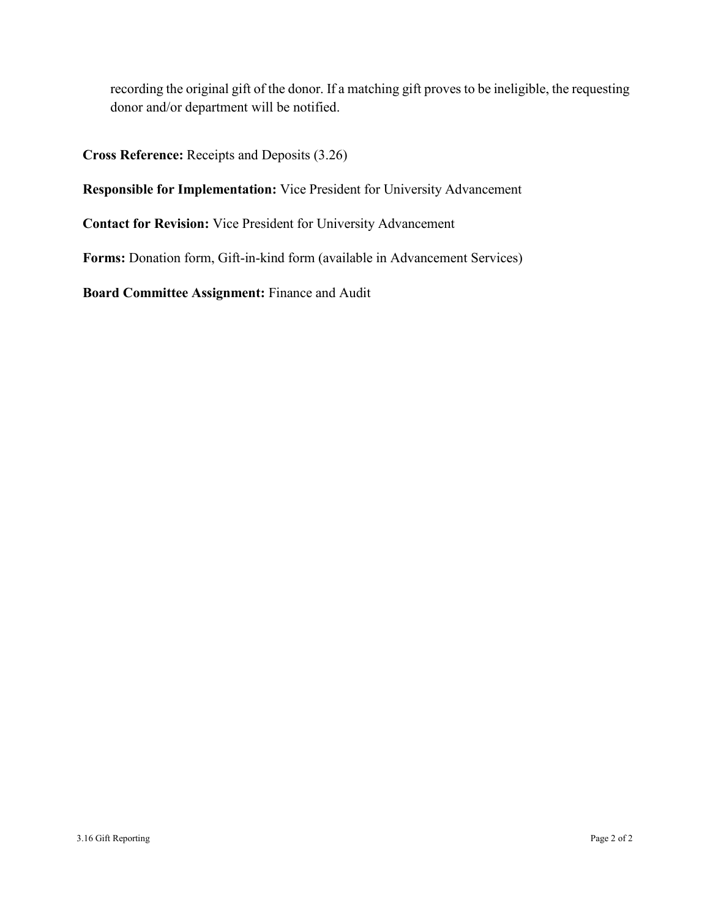recording the original gift of the donor. If a matching gift proves to be ineligible, the requesting donor and/or department will be notified.

**Cross Reference:** Receipts and Deposits (3.26)

**Responsible for Implementation:** Vice President for University Advancement

**Contact for Revision:** Vice President for University Advancement

**Forms:** Donation form, Gift-in-kind form (available in Advancement Services)

**Board Committee Assignment:** Finance and Audit